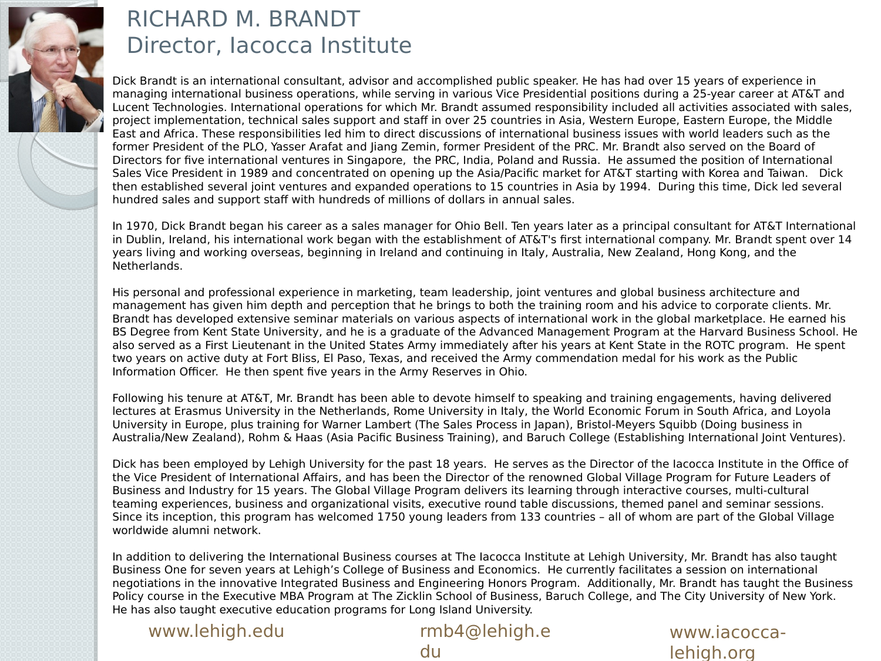# RICHARD M. BRANDT
## Director, Iacocca Institute

Dick Brandt is an international consultant, advisor and accomplished public speaker. He has had over 15 years of experience in managing international business operations, while serving in various Vice Presidential positions during a 25-year career at AT&T and Lucent Technologies. International operations for which Mr. Brandt assumed responsibility included all activities associated with sales, project implementation, technical sales support and staff in over 25 countries in Asia, Western Europe, Eastern Europe, the Middle East and Africa. These responsibilities led him to direct discussions of international business issues with world leaders such as the former President of the PLO, Yasser Arafat and Jiang Zemin, former President of the PRC. Mr. Brandt also served on the Board of Directors for five international ventures in Singapore, the PRC, India, Poland and Russia. He assumed the position of International Sales Vice President in 1989 and concentrated on opening up the Asia/Pacific market for AT&T starting with Korea and Taiwan. Dick then established several joint ventures and expanded operations to 15 countries in Asia by 1994. During this time, Dick led several hundred sales and support staff with hundreds of millions of dollars in annual sales.

In 1970, Dick Brandt began his career as a sales manager for Ohio Bell. Ten years later as a principal consultant for AT&T International in Dublin, Ireland, his international work began with the establishment of AT&T's first international company. Mr. Brandt spent over 14 years living and working overseas, beginning in Ireland and continuing in Italy, Australia, New Zealand, Hong Kong, and the Netherlands.

His personal and professional experience in marketing, team leadership, joint ventures and global business architecture and management has given him depth and perception that he brings to both the training room and his advice to corporate clients. Mr. Brandt has developed extensive seminar materials on various aspects of international work in the global marketplace. He earned his BS Degree from Kent State University, and he is a graduate of the Advanced Management Program at the Harvard Business School. He also served as a First Lieutenant in the United States Army immediately after his years at Kent State in the ROTC program. He spent two years on active duty at Fort Bliss, El Paso, Texas, and received the Army commendation medal for his work as the Public Information Officer. He then spent five years in the Army Reserves in Ohio.

Following his tenure at AT&T, Mr. Brandt has been able to devote himself to speaking and training engagements, having delivered lectures at Erasmus University in the Netherlands, Rome University in Italy, the World Economic Forum in South Africa, and Loyola University in Europe, plus training for Warner Lambert (The Sales Process in Japan), Bristol-Meyers Squibb (Doing business in Australia/New Zealand), Rohm & Haas (Asia Pacific Business Training), and Baruch College (Establishing International Joint Ventures).

Dick has been employed by Lehigh University for the past 18 years. He serves as the Director of the Iacocca Institute in the Office of the Vice President of International Affairs, and has been the Director of the renowned Global Village Program for Future Leaders of Business and Industry for 15 years. The Global Village Program delivers its learning through interactive courses, multi-cultural teaming experiences, business and organizational visits, executive round table discussions, themed panel and seminar sessions. Since its inception, this program has welcomed 1750 young leaders from 133 countries – all of whom are part of the Global Village worldwide alumni network.

In addition to delivering the International Business courses at The Iacocca Institute at Lehigh University, Mr. Brandt has also taught Business One for seven years at Lehigh's College of Business and Economics. He currently facilitates a session on international negotiations in the innovative Integrated Business and Engineering Honors Program. Additionally, Mr. Brandt has taught the Business Policy course in the Executive MBA Program at The Zicklin School of Business, Baruch College, and The City University of New York. He has also taught executive education programs for Long Island University.

www.lehigh.edu | rmb4@lehigh.edu | www.iacocca-lehigh.org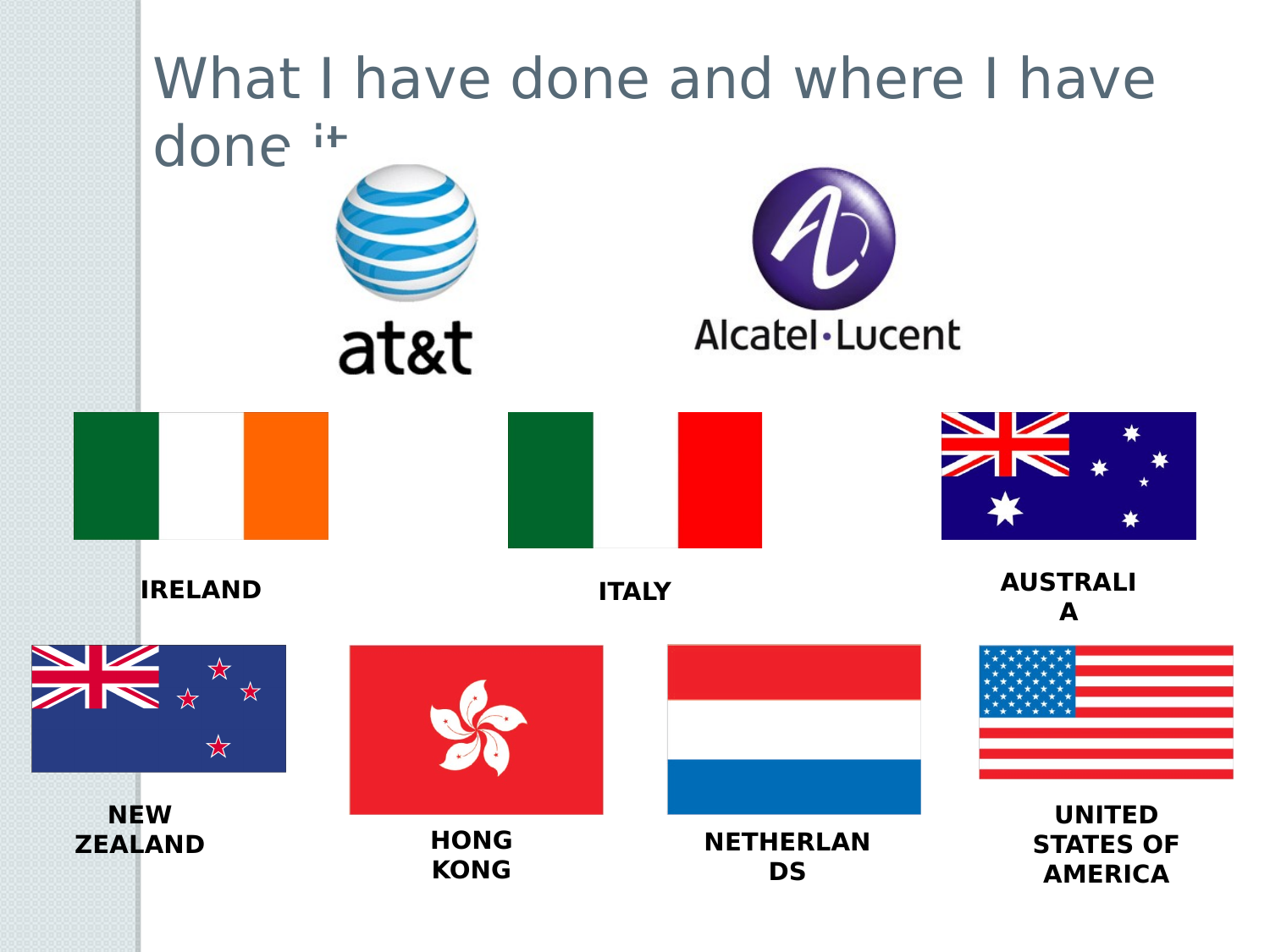# What I have done and where I have done it

at&t

Alcatel·Lucent

IRELAND

ITALY

AUSTRALIA

NEW ZEALAND

HONG KONG

NETHERLANDS

UNITED STATES OF AMERICA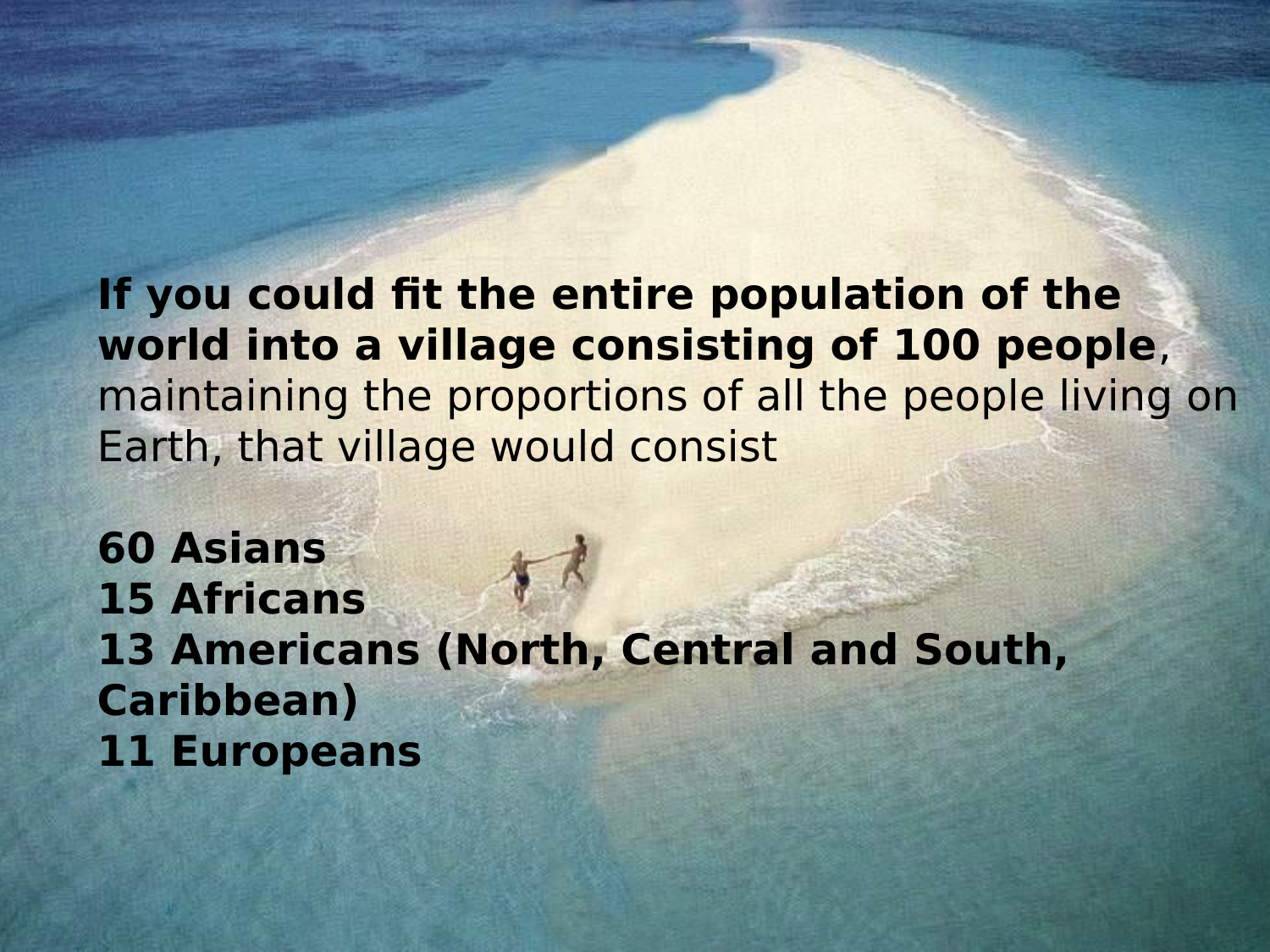**If you could fit the entire population of the world into a village consisting of 100 people**, maintaining the proportions of all the people living on Earth, that village would consist

**60 Asians**
**15 Africans**
**13 Americans (North, Central and South, Caribbean)**
**11 Europeans**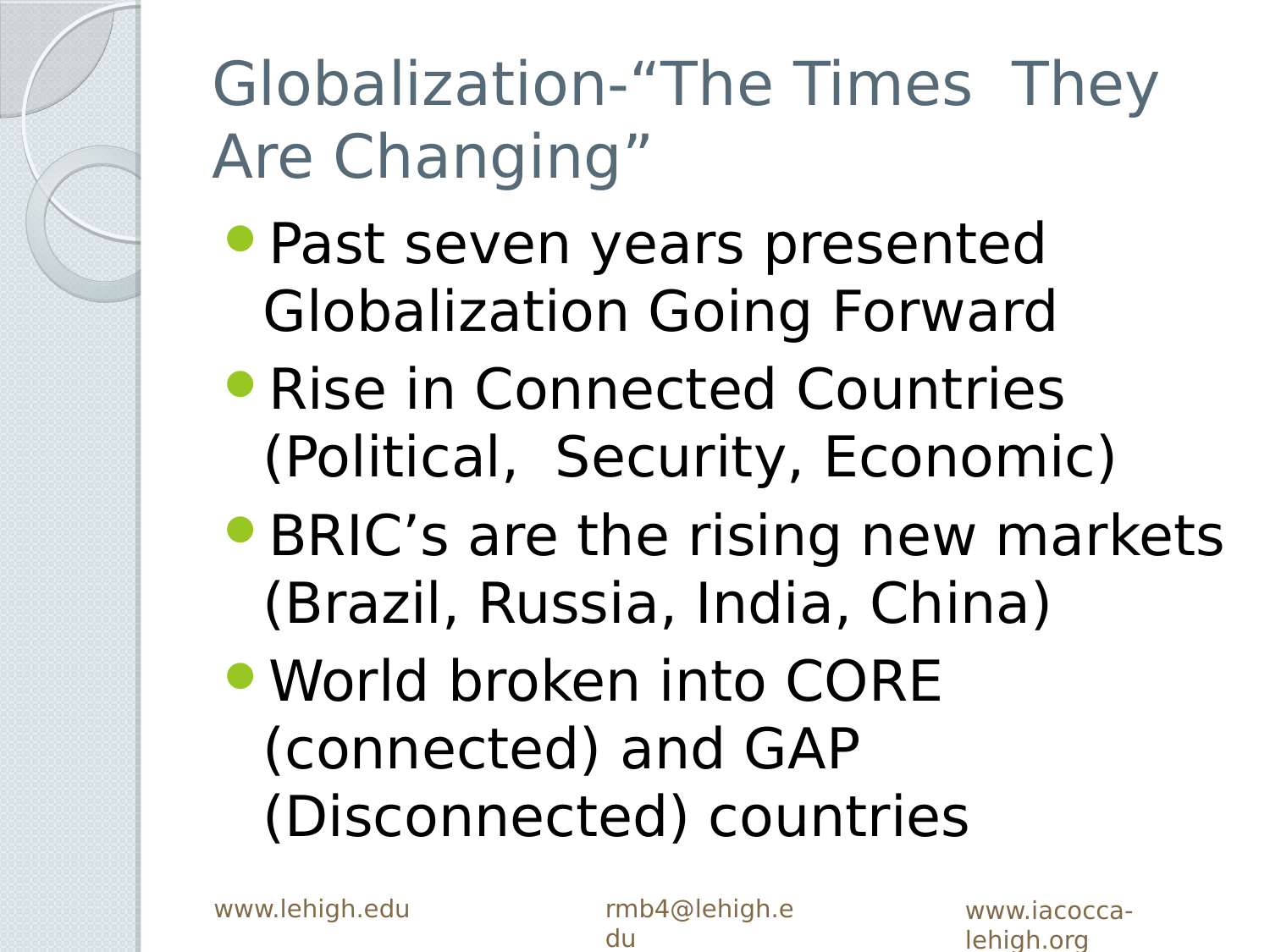# Globalization-“The Times They Are Changing”

- Past seven years presented Globalization Going Forward
- Rise in Connected Countries (Political, Security, Economic)
- BRIC’s are the rising new markets (Brazil, Russia, India, China)
- World broken into CORE (connected) and GAP (Disconnected) countries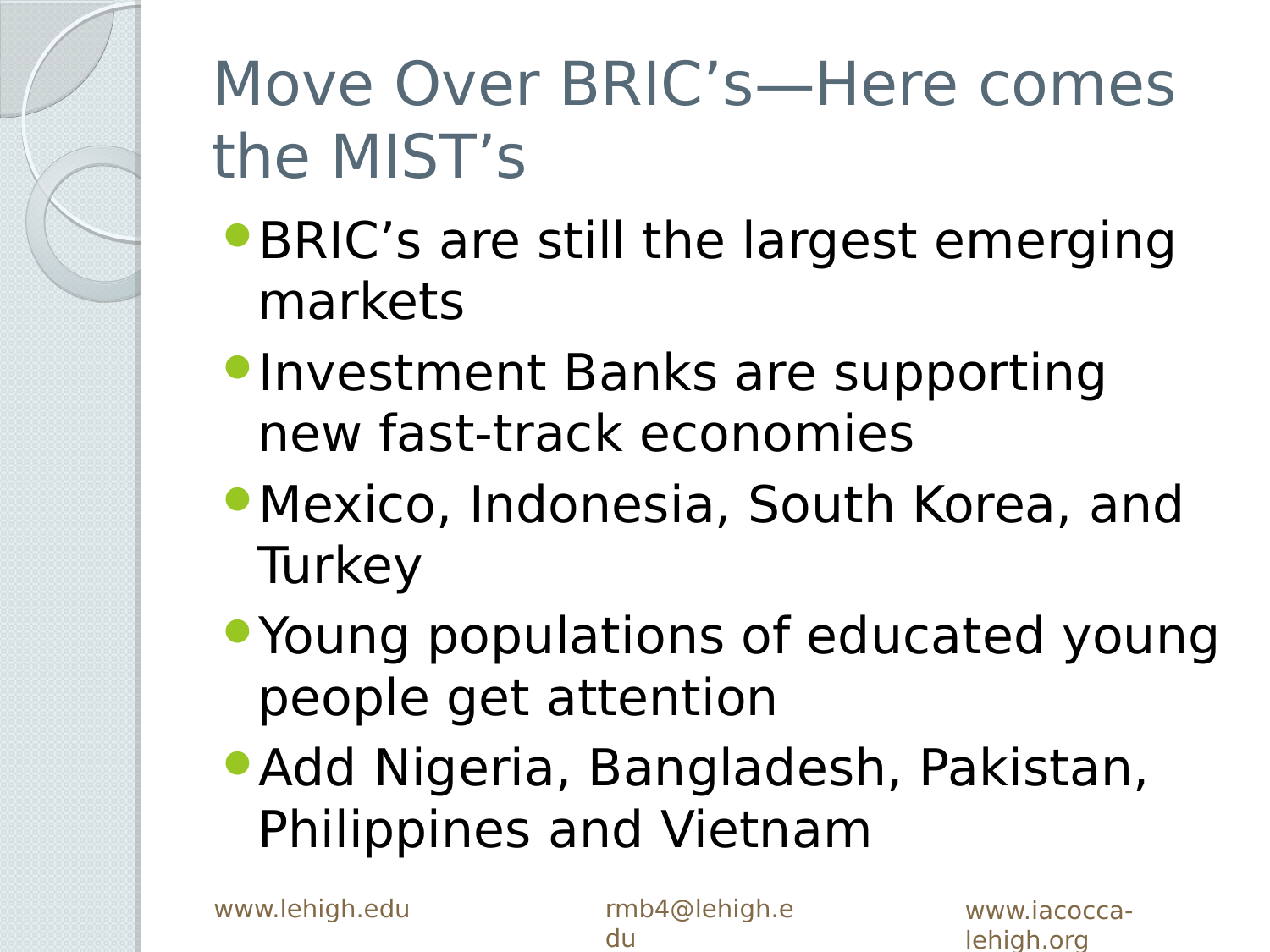# Move Over BRIC's—Here comes the MIST's

- BRIC's are still the largest emerging markets
- Investment Banks are supporting new fast-track economies
- Mexico, Indonesia, South Korea, and Turkey
- Young populations of educated young people get attention
- Add Nigeria, Bangladesh, Pakistan, Philippines and Vietnam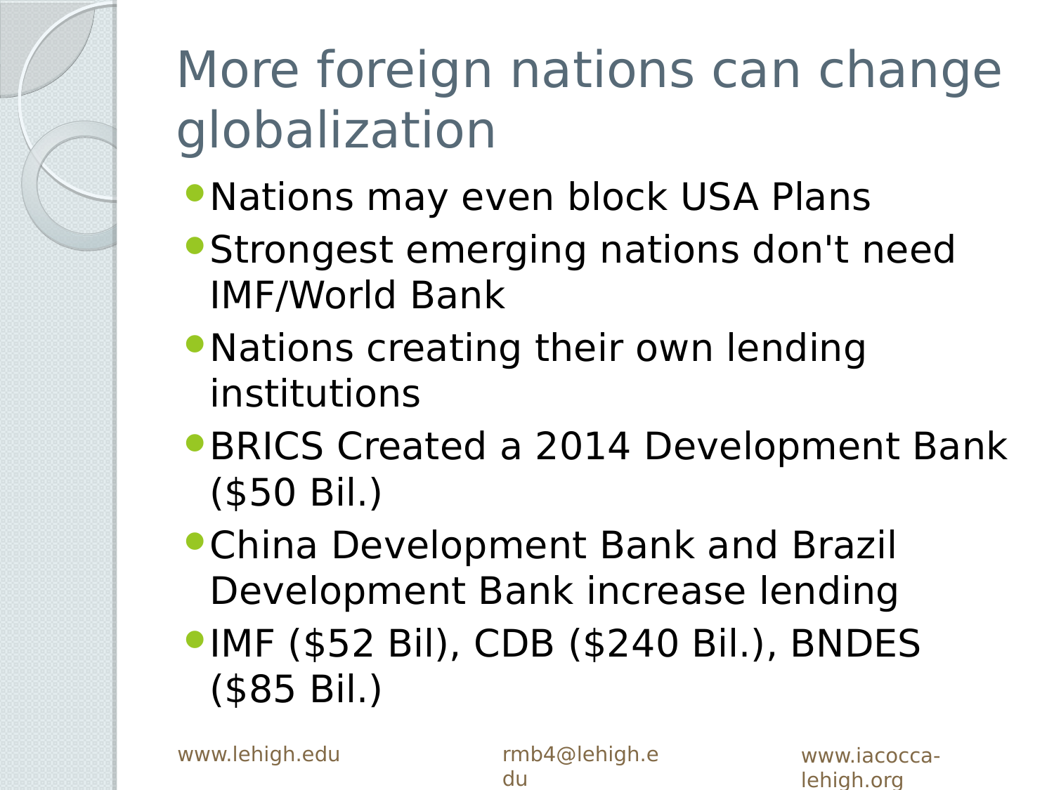# More foreign nations can change globalization

- Nations may even block USA Plans
- Strongest emerging nations don't need IMF/World Bank
- Nations creating their own lending institutions
- BRICS Created a 2014 Development Bank ($50 Bil.)
- China Development Bank and Brazil Development Bank increase lending
- IMF ($52 Bil), CDB ($240 Bil.), BNDES ($85 Bil.)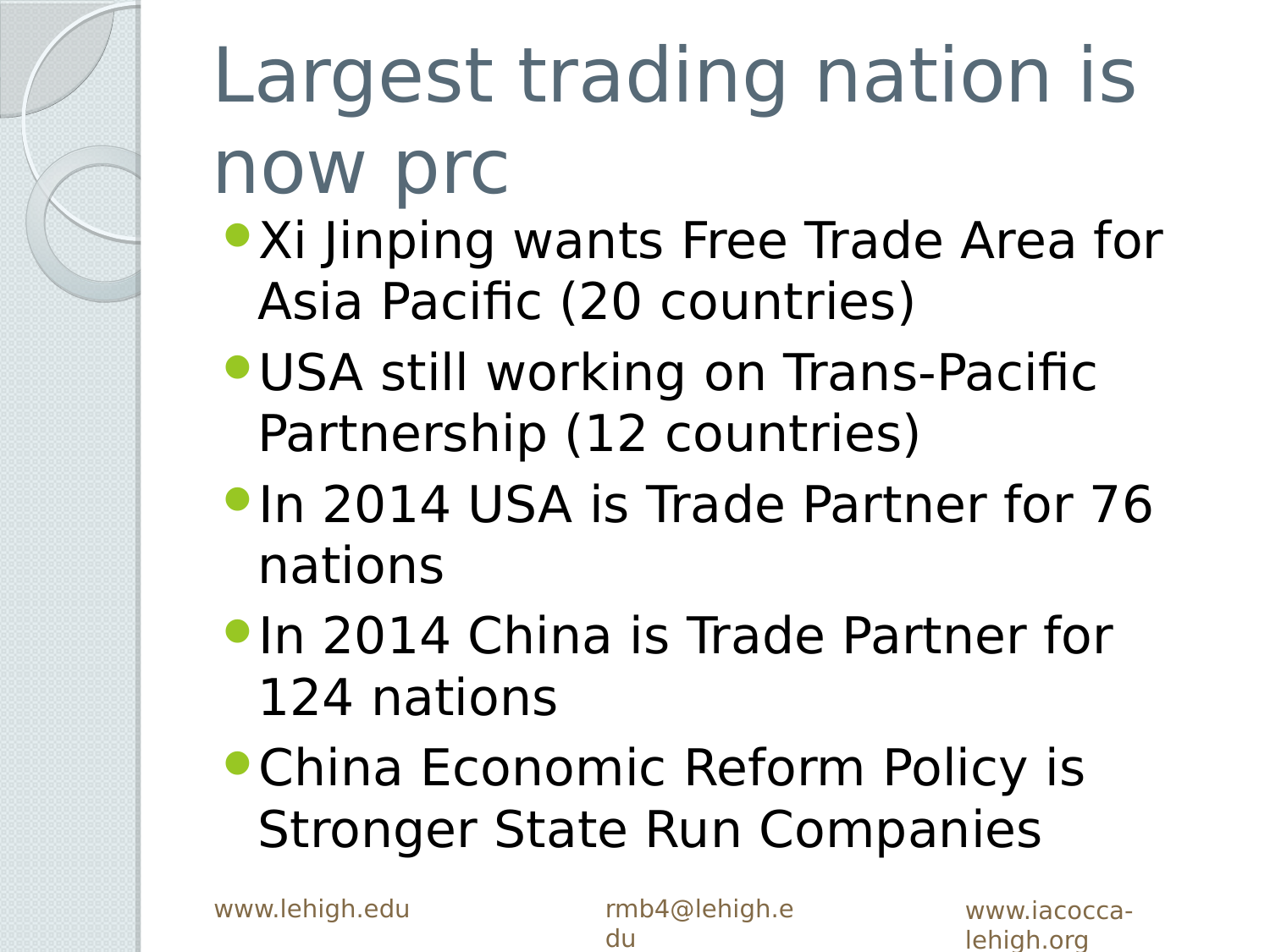# Largest trading nation is now prc

- Xi Jinping wants Free Trade Area for Asia Pacific (20 countries)
- USA still working on Trans-Pacific Partnership (12 countries)
- In 2014 USA is Trade Partner for 76 nations
- In 2014 China is Trade Partner for 124 nations
- China Economic Reform Policy is Stronger State Run Companies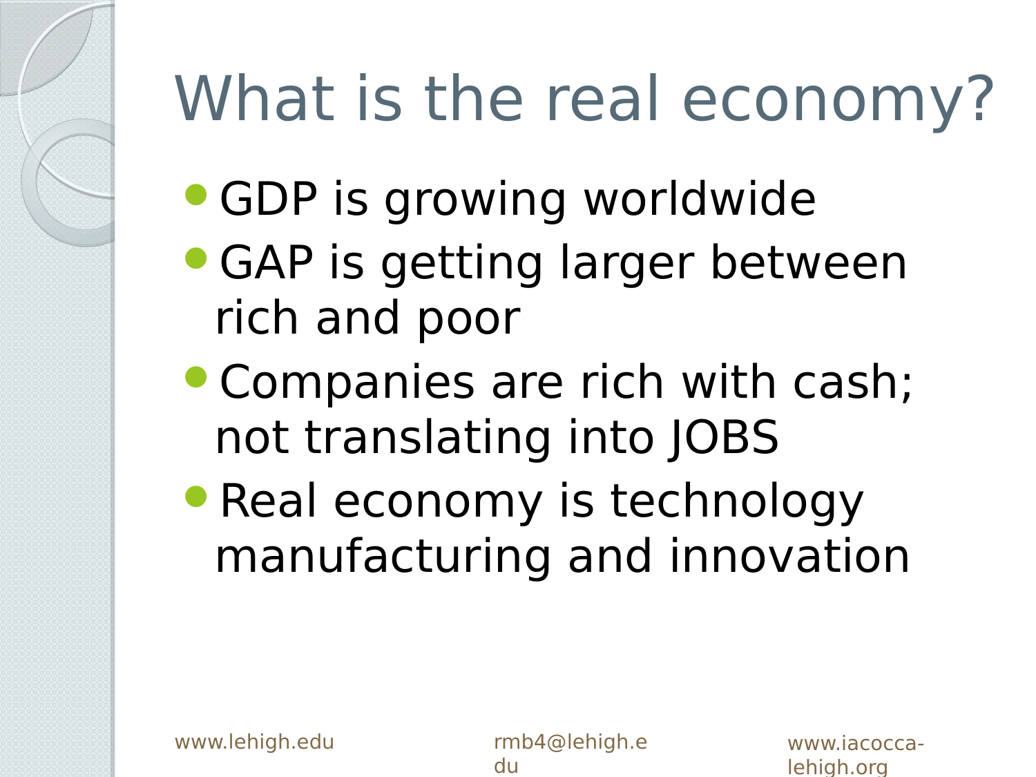# What is the real economy?

- GDP is growing worldwide
- GAP is getting larger between rich and poor
- Companies are rich with cash; not translating into JOBS
- Real economy is technology manufacturing and innovation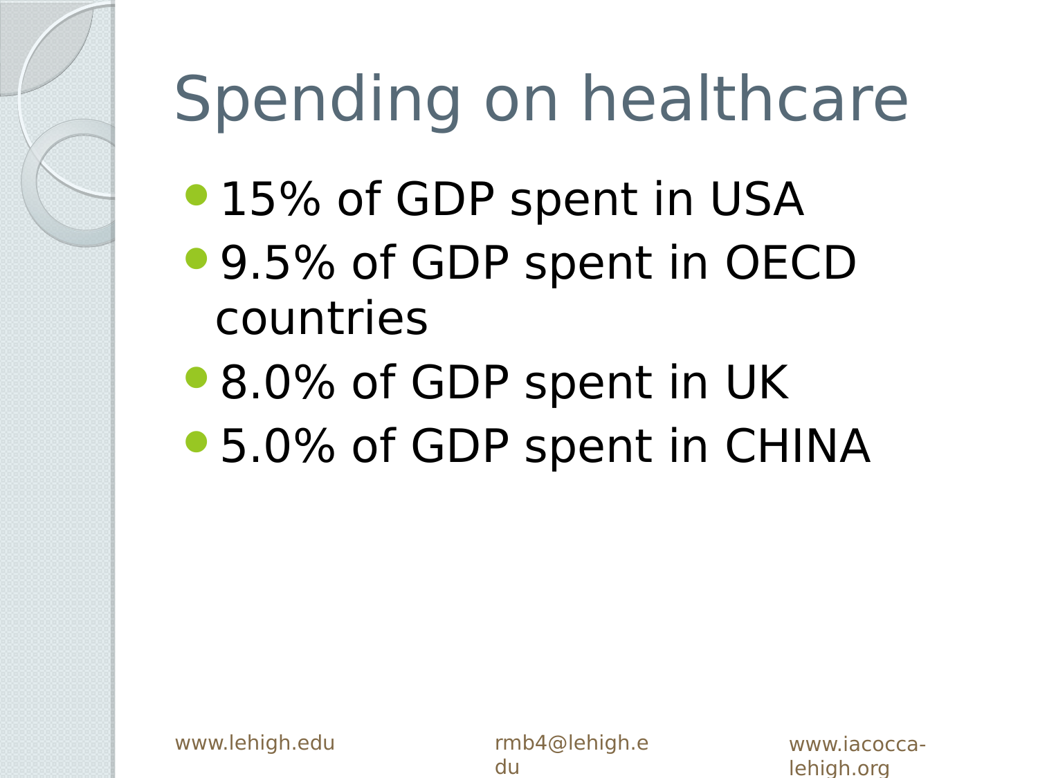# Spending on healthcare

- 15% of GDP spent in USA
- 9.5% of GDP spent in OECD countries
- 8.0% of GDP spent in UK
- 5.0% of GDP spent in CHINA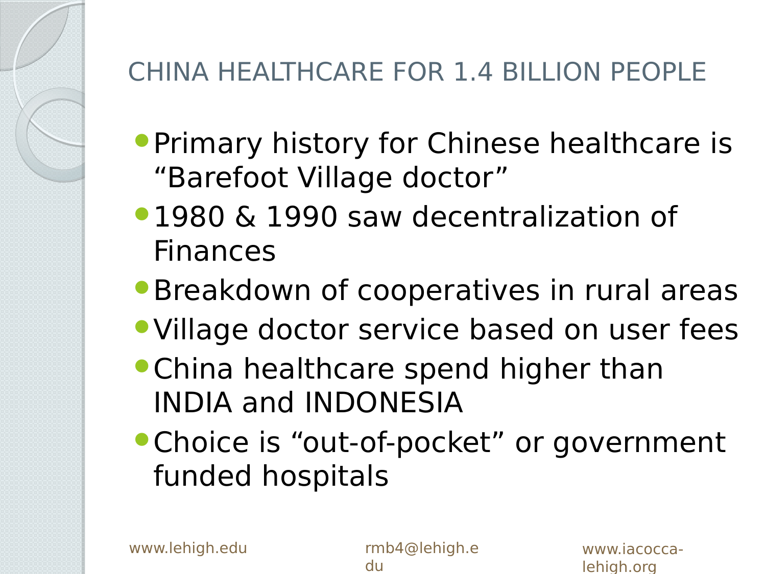# CHINA HEALTHCARE FOR 1.4 BILLION PEOPLE

- Primary history for Chinese healthcare is “Barefoot Village doctor”
- 1980 & 1990 saw decentralization of Finances
- Breakdown of cooperatives in rural areas
- Village doctor service based on user fees
- China healthcare spend higher than INDIA and INDONESIA
- Choice is “out-of-pocket” or government funded hospitals